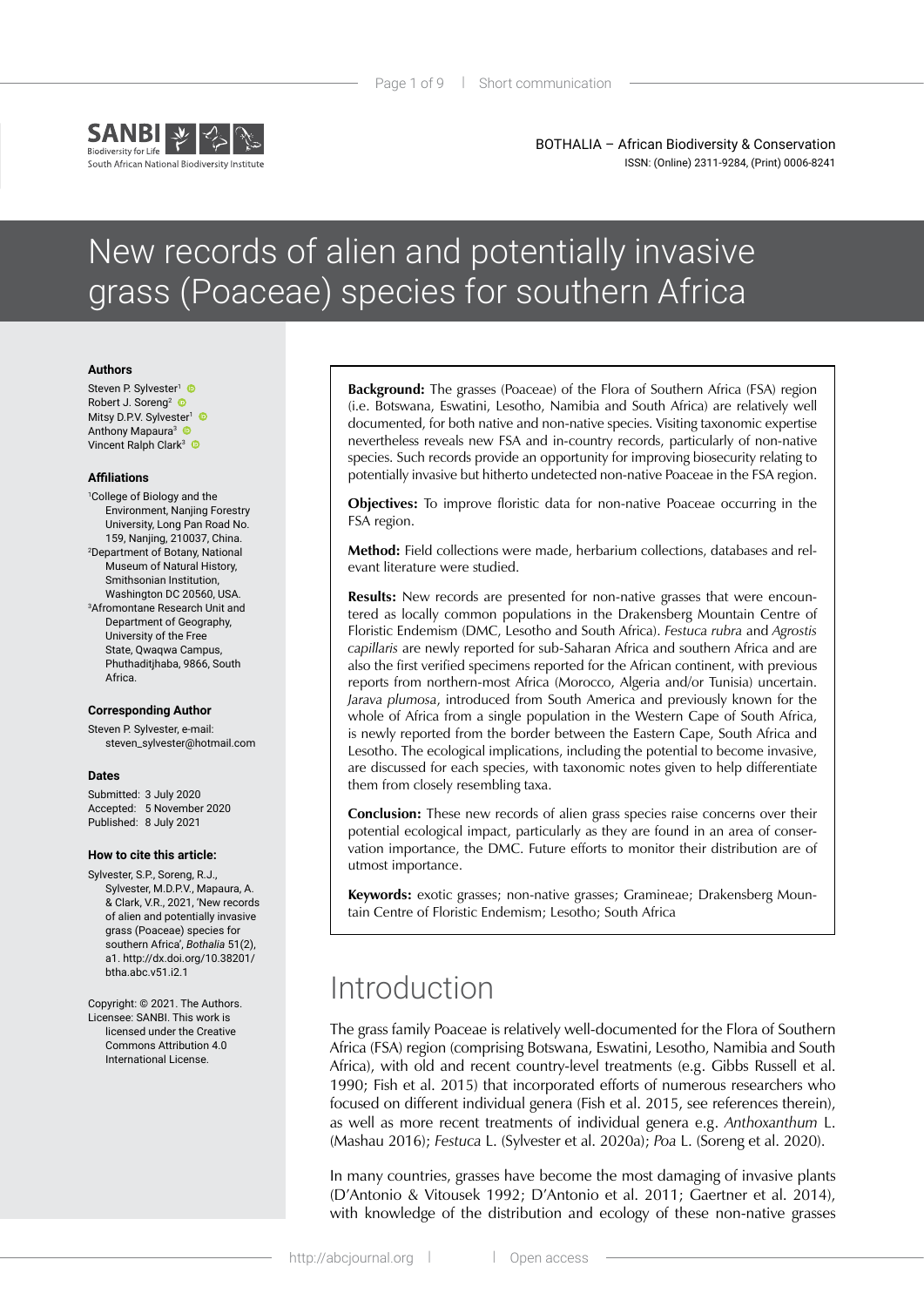# New records of alien and potentially invasive grass (Poaceae) species for southern Africa

### Authors

Steven P. Sylvester[1]
Robert J. Soreng[2]
Mitsy D.P.V. Sylvester[1]
Anthony Mapaura[3]
Vincent Ralph Clark[3]

### Affiliations

[1]College of Biology and the Environment, Nanjing Forestry University, Long Pan Road No. 159, Nanjing, 210037, China.
[2]Department of Botany, National Museum of Natural History, Smithsonian Institution, Washington DC 20560, USA.
[3]Afromontane Research Unit and Department of Geography, University of the Free State, Qwaqwa Campus, Phuthaditjhaba, 9866, South Africa.

### Corresponding Author

Steven P. Sylvester, e-mail: steven_sylvester@hotmail.com

### Dates

Submitted: 3 July 2020
Accepted: 5 November 2020
Published: 8 July 2021

### How to cite this article:

Sylvester, S.P., Soreng, R.J., Sylvester, M.D.P.V., Mapaura, A. & Clark, V.R., 2021, 'New records of alien and potentially invasive grass (Poaceae) species for southern Africa', *Bothalia* 51(2), a1. http://dx.doi.org/10.38201/btha.abc.v51.i2.1

Copyright: © 2021. The Authors. Licensee: SANBI. This work is licensed under the Creative Commons Attribution 4.0 International License.

**Background:** The grasses (Poaceae) of the Flora of Southern Africa (FSA) region (i.e. Botswana, Eswatini, Lesotho, Namibia and South Africa) are relatively well documented, for both native and non-native species. Visiting taxonomic expertise nevertheless reveals new FSA and in-country records, particularly of non-native species. Such records provide an opportunity for improving biosecurity relating to potentially invasive but hitherto undetected non-native Poaceae in the FSA region.

**Objectives:** To improve floristic data for non-native Poaceae occurring in the FSA region.

**Method:** Field collections were made, herbarium collections, databases and relevant literature were studied.

**Results:** New records are presented for non-native grasses that were encountered as locally common populations in the Drakensberg Mountain Centre of Floristic Endemism (DMC, Lesotho and South Africa). *Festuca rubra* and *Agrostis capillaris* are newly reported for sub-Saharan Africa and southern Africa and are also the first verified specimens reported for the African continent, with previous reports from northern-most Africa (Morocco, Algeria and/or Tunisia) uncertain. *Jarava plumosa*, introduced from South America and previously known for the whole of Africa from a single population in the Western Cape of South Africa, is newly reported from the border between the Eastern Cape, South Africa and Lesotho. The ecological implications, including the potential to become invasive, are discussed for each species, with taxonomic notes given to help differentiate them from closely resembling taxa.

**Conclusion:** These new records of alien grass species raise concerns over their potential ecological impact, particularly as they are found in an area of conservation importance, the DMC. Future efforts to monitor their distribution are of utmost importance.

**Keywords:** exotic grasses; non-native grasses; Gramineae; Drakensberg Mountain Centre of Floristic Endemism; Lesotho; South Africa

## Introduction

The grass family Poaceae is relatively well-documented for the Flora of Southern Africa (FSA) region (comprising Botswana, Eswatini, Lesotho, Namibia and South Africa), with old and recent country-level treatments (e.g. Gibbs Russell et al. 1990; Fish et al. 2015) that incorporated efforts of numerous researchers who focused on different individual genera (Fish et al. 2015, see references therein), as well as more recent treatments of individual genera e.g. *Anthoxanthum* L. (Mashau 2016); *Festuca* L. (Sylvester et al. 2020a); *Poa* L. (Soreng et al. 2020).

In many countries, grasses have become the most damaging of invasive plants (D'Antonio & Vitousek 1992; D'Antonio et al. 2011; Gaertner et al. 2014), with knowledge of the distribution and ecology of these non-native grasses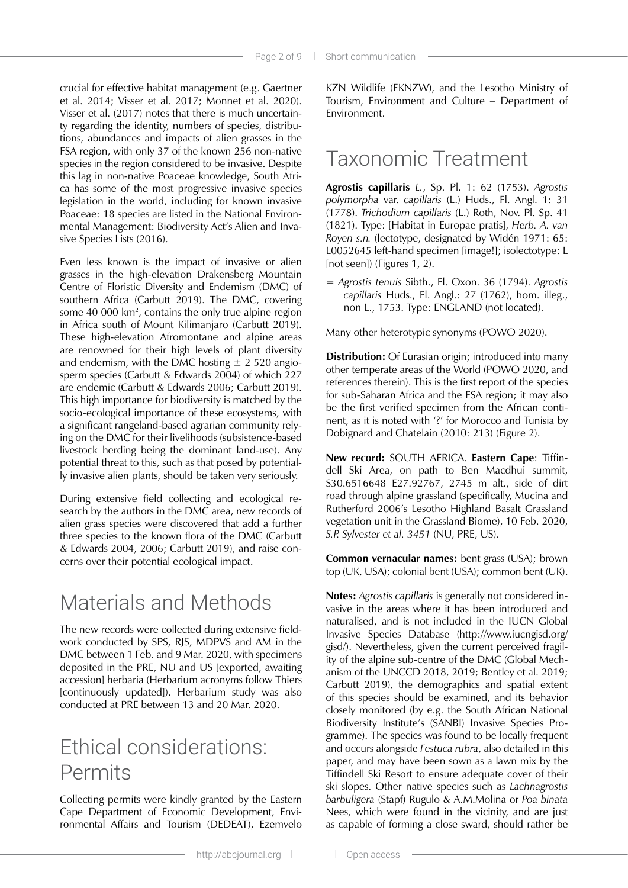crucial for effective habitat management (e.g. Gaertner et al. 2014; Visser et al. 2017; Monnet et al. 2020). Visser et al. (2017) notes that there is much uncertainty regarding the identity, numbers of species, distributions, abundances and impacts of alien grasses in the FSA region, with only 37 of the known 256 non-native species in the region considered to be invasive. Despite this lag in non-native Poaceae knowledge, South Africa has some of the most progressive invasive species legislation in the world, including for known invasive Poaceae: 18 species are listed in the National Environmental Management: Biodiversity Act's Alien and Invasive Species Lists (2016).

Even less known is the impact of invasive or alien grasses in the high-elevation Drakensberg Mountain Centre of Floristic Diversity and Endemism (DMC) of southern Africa (Carbutt 2019). The DMC, covering some 40 000 km$^2$, contains the only true alpine region in Africa south of Mount Kilimanjaro (Carbutt 2019). These high-elevation Afromontane and alpine areas are renowned for their high levels of plant diversity and endemism, with the DMC hosting ± 2 520 angiosperm species (Carbutt & Edwards 2004) of which 227 are endemic (Carbutt & Edwards 2006; Carbutt 2019). This high importance for biodiversity is matched by the socio-ecological importance of these ecosystems, with a significant rangeland-based agrarian community relying on the DMC for their livelihoods (subsistence-based livestock herding being the dominant land-use). Any potential threat to this, such as that posed by potentially invasive alien plants, should be taken very seriously.

During extensive field collecting and ecological research by the authors in the DMC area, new records of alien grass species were discovered that add a further three species to the known flora of the DMC (Carbutt & Edwards 2004, 2006; Carbutt 2019), and raise concerns over their potential ecological impact.

# Materials and Methods

The new records were collected during extensive fieldwork conducted by SPS, RJS, MDPVS and AM in the DMC between 1 Feb. and 9 Mar. 2020, with specimens deposited in the PRE, NU and US [exported, awaiting accession] herbaria (Herbarium acronyms follow Thiers [continuously updated]). Herbarium study was also conducted at PRE between 13 and 20 Mar. 2020.

# Ethical considerations: Permits

Collecting permits were kindly granted by the Eastern Cape Department of Economic Development, Environmental Affairs and Tourism (DEDEAT), Ezemvelo KZN Wildlife (EKNZW), and the Lesotho Ministry of Tourism, Environment and Culture – Department of Environment.

# Taxonomic Treatment

**Agrostis capillaris** *L.*, Sp. Pl. 1: 62 (1753). *Agrostis polymorpha* var. *capillaris* (L.) Huds., Fl. Angl. 1: 31 (1778). *Trichodium capillaris* (L.) Roth, Nov. Pl. Sp. 41 (1821). Type: [Habitat in Europae pratis], *Herb. A. van Royen s.n.* (lectotype, designated by Widén 1971: 65: L0052645 left-hand specimen [image!]; isolectotype: L [not seen]) (Figures 1, 2).

= *Agrostis tenuis* Sibth., Fl. Oxon. 36 (1794). *Agrostis capillaris* Huds., Fl. Angl.: 27 (1762), hom. illeg., non L., 1753. Type: ENGLAND (not located).

Many other heterotypic synonyms (POWO 2020).

**Distribution:** Of Eurasian origin; introduced into many other temperate areas of the World (POWO 2020, and references therein). This is the first report of the species for sub-Saharan Africa and the FSA region; it may also be the first verified specimen from the African continent, as it is noted with '?' for Morocco and Tunisia by Dobignard and Chatelain (2010: 213) (Figure 2).

**New record:** SOUTH AFRICA. **Eastern Cape**: Tiffindell Ski Area, on path to Ben Macdhui summit, S30.6516648 E27.92767, 2745 m alt., side of dirt road through alpine grassland (specifically, Mucina and Rutherford 2006's Lesotho Highland Basalt Grassland vegetation unit in the Grassland Biome), 10 Feb. 2020, *S.P. Sylvester et al. 3451* (NU, PRE, US).

**Common vernacular names:** bent grass (USA); brown top (UK, USA); colonial bent (USA); common bent (UK).

**Notes:** *Agrostis capillaris* is generally not considered invasive in the areas where it has been introduced and naturalised, and is not included in the IUCN Global Invasive Species Database (http://www.iucngisd.org/gisd/). Nevertheless, given the current perceived fragility of the alpine sub-centre of the DMC (Global Mechanism of the UNCCD 2018, 2019; Bentley et al. 2019; Carbutt 2019), the demographics and spatial extent of this species should be examined, and its behavior closely monitored (by e.g. the South African National Biodiversity Institute's (SANBI) Invasive Species Programme). The species was found to be locally frequent and occurs alongside *Festuca rubra*, also detailed in this paper, and may have been sown as a lawn mix by the Tiffindell Ski Resort to ensure adequate cover of their ski slopes. Other native species such as *Lachnagrostis barbuligera* (Stapf) Rugulo & A.M.Molina or *Poa binata* Nees, which were found in the vicinity, and are just as capable of forming a close sward, should rather be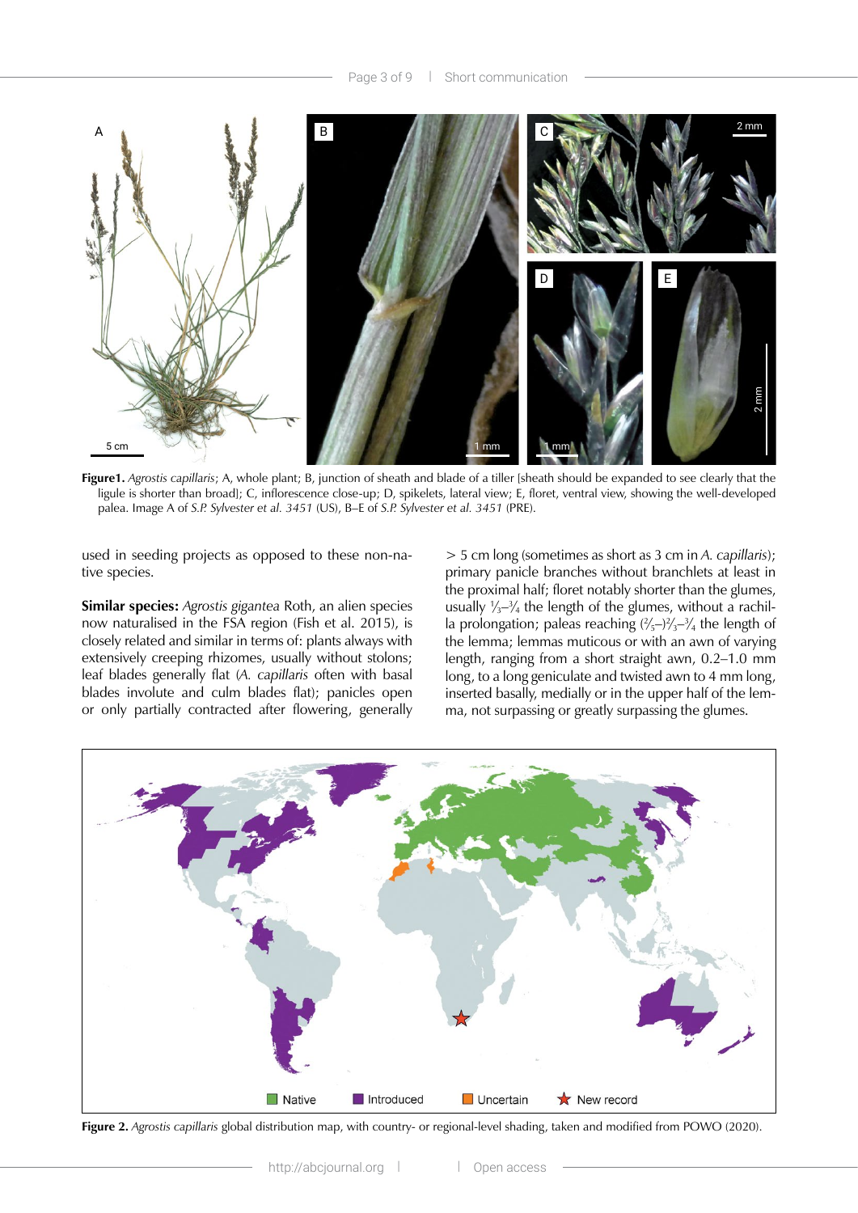**Figure1.** *Agrostis capillaris*; A, whole plant; B, junction of sheath and blade of a tiller [sheath should be expanded to see clearly that the ligule is shorter than broad]; C, inflorescence close-up; D, spikelets, lateral view; E, floret, ventral view, showing the well-developed palea. Image A of *S.P. Sylvester et al. 3451* (US), B–E of *S.P. Sylvester et al. 3451* (PRE).

used in seeding projects as opposed to these non-native species.

**Similar species:** *Agrostis gigantea* Roth, an alien species now naturalised in the FSA region (Fish et al. 2015), is closely related and similar in terms of: plants always with extensively creeping rhizomes, usually without stolons; leaf blades generally flat (*A. capillaris* often with basal blades involute and culm blades flat); panicles open or only partially contracted after flowering, generally > 5 cm long (sometimes as short as 3 cm in *A. capillaris*); primary panicle branches without branchlets at least in the proximal half; floret notably shorter than the glumes, usually $\frac{1}{3}$–$\frac{3}{4}$ the length of the glumes, without a rachilla prolongation; paleas reaching ($\frac{2}{5}$–)$\frac{2}{3}$–$\frac{3}{4}$ the length of the lemma; lemmas muticous or with an awn of varying length, ranging from a short straight awn, 0.2–1.0 mm long, to a long geniculate and twisted awn to 4 mm long, inserted basally, medially or in the upper half of the lemma, not surpassing or greatly surpassing the glumes.

**Figure 2.** *Agrostis capillaris* global distribution map, with country- or regional-level shading, taken and modified from POWO (2020).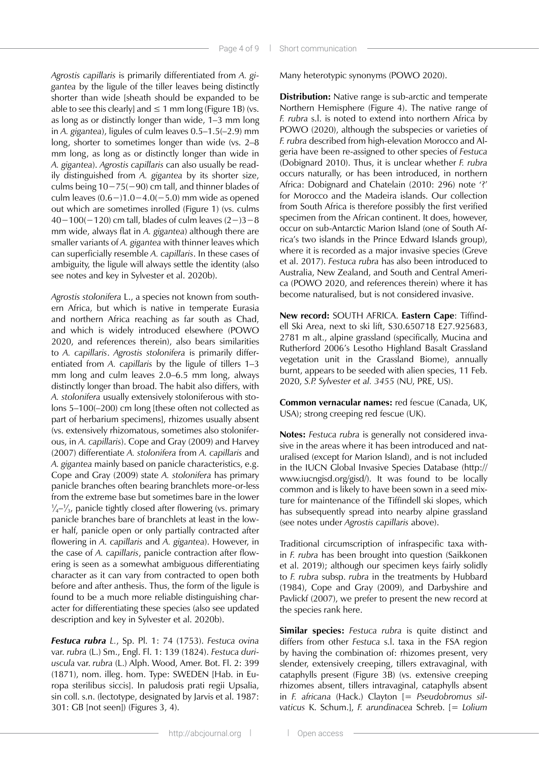*Agrostis capillaris* is primarily differentiated from *A. gigantea* by the ligule of the tiller leaves being distinctly shorter than wide [sheath should be expanded to be able to see this clearly] and ≤ 1 mm long (Figure 1B) (vs. as long as or distinctly longer than wide, 1–3 mm long in *A. gigantea*), ligules of culm leaves 0.5–1.5(–2.9) mm long, shorter to sometimes longer than wide (vs. 2–8 mm long, as long as or distinctly longer than wide in *A. gigantea*). *Agrostis capillaris* can also usually be readily distinguished from *A. gigantea* by its shorter size, culms being 10−75(−90) cm tall, and thinner blades of culm leaves (0.6−)1.0−4.0(−5.0) mm wide as opened out which are sometimes inrolled (Figure 1) (vs. culms 40−100(−120) cm tall, blades of culm leaves (2−)3−8 mm wide, always flat in *A. gigantea*) although there are smaller variants of *A. gigantea* with thinner leaves which can superficially resemble *A. capillaris*. In these cases of ambiguity, the ligule will always settle the identity (also see notes and key in Sylvester et al. 2020b).

*Agrostis stolonifera* L., a species not known from southern Africa, but which is native in temperate Eurasia and northern Africa reaching as far south as Chad, and which is widely introduced elsewhere (POWO 2020, and references therein), also bears similarities to *A. capillaris*. *Agrostis stolonifera* is primarily differentiated from *A. capillaris* by the ligule of tillers 1–3 mm long and culm leaves 2.0–6.5 mm long, always distinctly longer than broad. The habit also differs, with *A. stolonifera* usually extensively stoloniferous with stolons 5–100(–200) cm long [these often not collected as part of herbarium specimens], rhizomes usually absent (vs. extensively rhizomatous, sometimes also stoloniferous, in *A. capillaris*). Cope and Gray (2009) and Harvey (2007) differentiate *A. stolonifera* from *A. capillaris* and *A. gigantea* mainly based on panicle characteristics, e.g. Cope and Gray (2009) state *A. stolonifera* has primary panicle branches often bearing branchlets more-or-less from the extreme base but sometimes bare in the lower ¼–⅓, panicle tightly closed after flowering (vs. primary panicle branches bare of branchlets at least in the lower half, panicle open or only partially contracted after flowering in *A. capillaris* and *A. gigantea*). However, in the case of *A. capillaris*, panicle contraction after flowering is seen as a somewhat ambiguous differentiating character as it can vary from contracted to open both before and after anthesis. Thus, the form of the ligule is found to be a much more reliable distinguishing character for differentiating these species (also see updated description and key in Sylvester et al. 2020b).

***Festuca rubra*** *L.*, Sp. Pl. 1: 74 (1753). *Festuca ovina* var. *rubra* (L.) Sm., Engl. Fl. 1: 139 (1824). *Festuca duriuscula* var. *rubra* (L.) Alph. Wood, Amer. Bot. Fl. 2: 399 (1871), nom. illeg. hom. Type: SWEDEN [Hab. in Europa sterilibus siccis]. In paludosis prati regii Upsalia, sin coll. s.n. (lectotype, designated by Jarvis et al. 1987: 301: GB [not seen]) (Figures 3, 4).

Many heterotypic synonyms (POWO 2020).

**Distribution:** Native range is sub-arctic and temperate Northern Hemisphere (Figure 4). The native range of *F. rubra* s.l. is noted to extend into northern Africa by POWO (2020), although the subspecies or varieties of *F. rubra* described from high-elevation Morocco and Algeria have been re-assigned to other species of *Festuca* (Dobignard 2010). Thus, it is unclear whether *F. rubra* occurs naturally, or has been introduced, in northern Africa: Dobignard and Chatelain (2010: 296) note '?' for Morocco and the Madeira islands. Our collection from South Africa is therefore possibly the first verified specimen from the African continent. It does, however, occur on sub-Antarctic Marion Island (one of South Africa's two islands in the Prince Edward Islands group), where it is recorded as a major invasive species (Greve et al. 2017). *Festuca rubra* has also been introduced to Australia, New Zealand, and South and Central America (POWO 2020, and references therein) where it has become naturalised, but is not considered invasive.

**New record:** SOUTH AFRICA. **Eastern Cape**: Tiffindell Ski Area, next to ski lift, S30.650718 E27.925683, 2781 m alt., alpine grassland (specifically, Mucina and Rutherford 2006's Lesotho Highland Basalt Grassland vegetation unit in the Grassland Biome), annually burnt, appears to be seeded with alien species, 11 Feb. 2020, *S.P. Sylvester et al. 3455* (NU, PRE, US).

**Common vernacular names:** red fescue (Canada, UK, USA); strong creeping red fescue (UK).

**Notes:** *Festuca rubra* is generally not considered invasive in the areas where it has been introduced and naturalised (except for Marion Island), and is not included in the IUCN Global Invasive Species Database (http://www.iucngisd.org/gisd/). It was found to be locally common and is likely to have been sown in a seed mixture for maintenance of the Tiffindell ski slopes, which has subsequently spread into nearby alpine grassland (see notes under *Agrostis capillaris* above).

Traditional circumscription of infraspecific taxa within *F. rubra* has been brought into question (Saikkonen et al. 2019); although our specimen keys fairly solidly to *F. rubra* subsp. *rubra* in the treatments by Hubbard (1984), Cope and Gray (2009), and Darbyshire and Pavlickf (2007), we prefer to present the new record at the species rank here.

**Similar species:** *Festuca rubra* is quite distinct and differs from other *Festuca* s.l. taxa in the FSA region by having the combination of: rhizomes present, very slender, extensively creeping, tillers extravaginal, with cataphylls present (Figure 3B) (vs. extensive creeping rhizomes absent, tillers intravaginal, cataphylls absent in *F. africana* (Hack.) Clayton [= *Pseudobromus silvaticus* K. Schum.], *F. arundinacea* Schreb. [= *Lolium*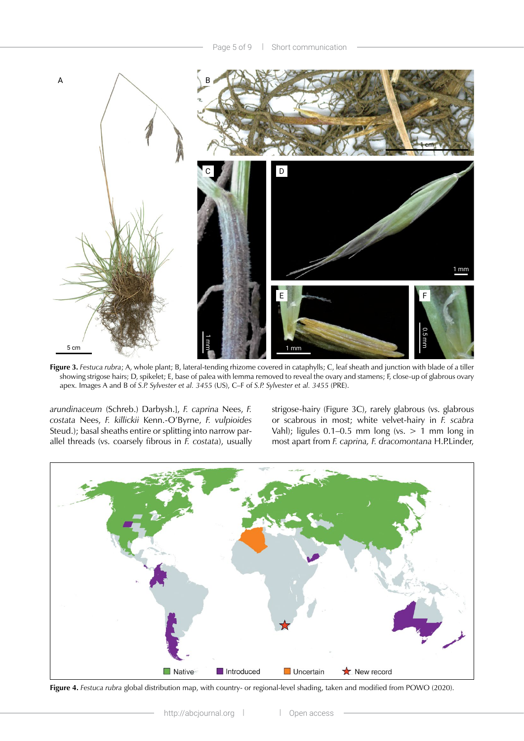**Figure 3.** *Festuca rubra*; A, whole plant; B, lateral-tending rhizome covered in cataphylls; C, leaf sheath and junction with blade of a tiller showing strigose hairs; D, spikelet; E, base of palea with lemma removed to reveal the ovary and stamens; F, close-up of glabrous ovary apex. Images A and B of *S.P. Sylvester et al. 3455* (US), C–F of *S.P. Sylvester et al. 3455* (PRE).

*arundinaceum* (Schreb.) Darbysh.], *F. caprina* Nees, *F. costata* Nees, *F. killickii* Kenn.-O'Byrne, *F. vulpioides* Steud.); basal sheaths entire or splitting into narrow parallel threads (vs. coarsely fibrous in *F. costata*), usually strigose-hairy (Figure 3C), rarely glabrous (vs. glabrous or scabrous in most; white velvet-hairy in *F. scabra* Vahl); ligules 0.1–0.5 mm long (vs. > 1 mm long in most apart from *F. caprina, F. dracomontana* H.P.Linder,

**Figure 4.** *Festuca rubra* global distribution map, with country- or regional-level shading, taken and modified from POWO (2020).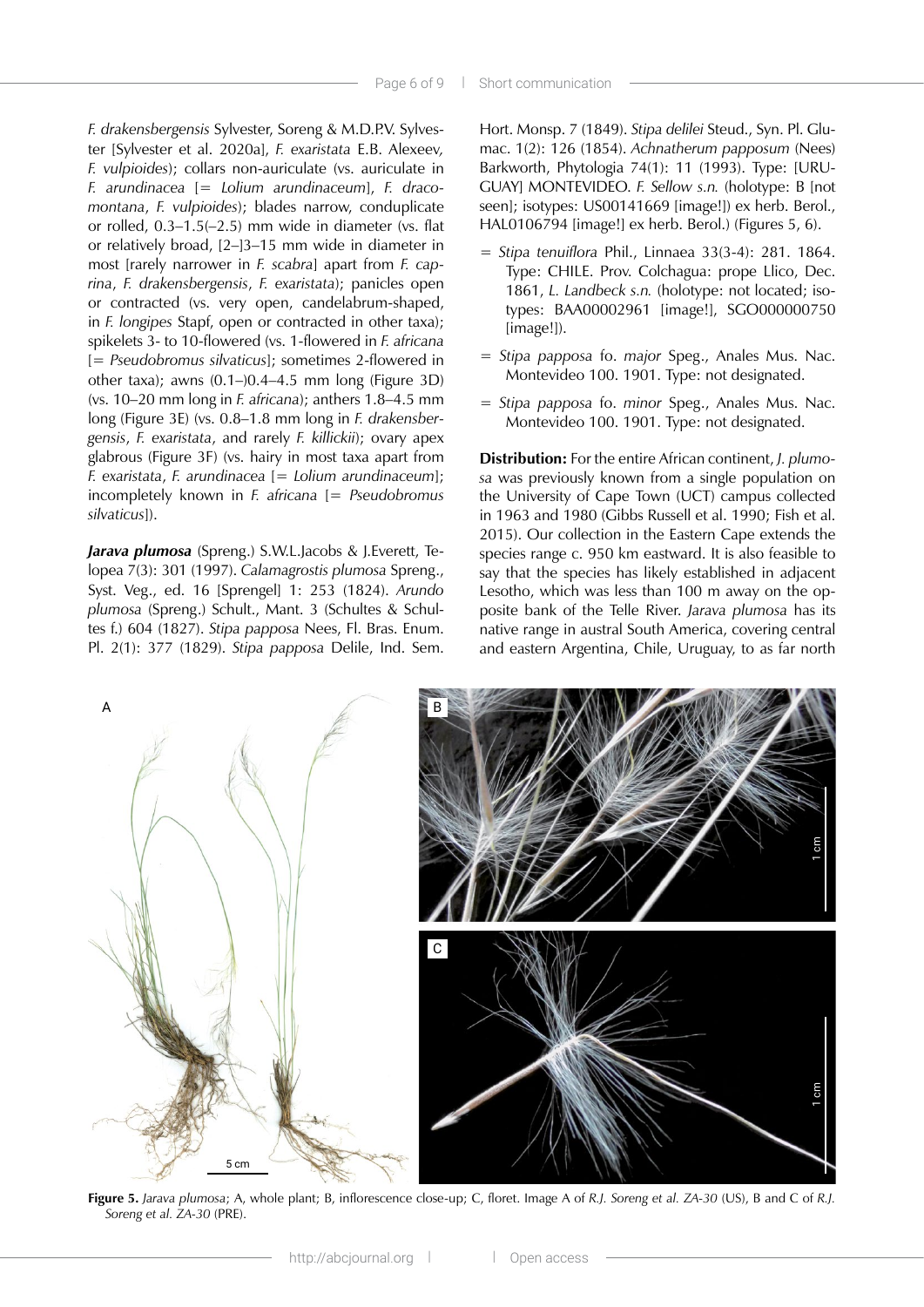*F. drakensbergensis* Sylvester, Soreng & M.D.P.V. Sylvester [Sylvester et al. 2020a], *F. exaristata* E.B. Alexeev, *F. vulpioides*); collars non-auriculate (vs. auriculate in *F. arundinacea* [= *Lolium arundinaceum*], *F. dracomontana*, *F. vulpioides*); blades narrow, conduplicate or rolled, 0.3–1.5(–2.5) mm wide in diameter (vs. flat or relatively broad, [2–]3–15 mm wide in diameter in most [rarely narrower in *F. scabra*] apart from *F. caprina*, *F. drakensbergensis*, *F. exaristata*); panicles open or contracted (vs. very open, candelabrum-shaped, in *F. longipes* Stapf, open or contracted in other taxa); spikelets 3- to 10-flowered (vs. 1-flowered in *F. africana* [= *Pseudobromus silvaticus*]; sometimes 2-flowered in other taxa); awns (0.1–)0.4–4.5 mm long (Figure 3D) (vs. 10–20 mm long in *F. africana*); anthers 1.8–4.5 mm long (Figure 3E) (vs. 0.8–1.8 mm long in *F. drakensbergensis*, *F. exaristata*, and rarely *F. killickii*); ovary apex glabrous (Figure 3F) (vs. hairy in most taxa apart from *F. exaristata*, *F. arundinacea* [= *Lolium arundinaceum*]; incompletely known in *F. africana* [= *Pseudobromus silvaticus*]).

***Jarava plumosa*** (Spreng.) S.W.L.Jacobs & J.Everett, Telopea 7(3): 301 (1997). *Calamagrostis plumosa* Spreng., Syst. Veg., ed. 16 [Sprengel] 1: 253 (1824). *Arundo plumosa* (Spreng.) Schult., Mant. 3 (Schultes & Schultes f.) 604 (1827). *Stipa papposa* Nees, Fl. Bras. Enum. Pl. 2(1): 377 (1829). *Stipa papposa* Delile, Ind. Sem. Hort. Monsp. 7 (1849). *Stipa delilei* Steud., Syn. Pl. Glumac. 1(2): 126 (1854). *Achnatherum papposum* (Nees) Barkworth, Phytologia 74(1): 11 (1993). Type: [URUGUAY] MONTEVIDEO. *F. Sellow s.n.* (holotype: B [not seen]; isotypes: US00141669 [image!]) ex herb. Berol., HAL0106794 [image!] ex herb. Berol.) (Figures 5, 6).

= *Stipa tenuiflora* Phil., Linnaea 33(3-4): 281. 1864. Type: CHILE. Prov. Colchagua: prope Llico, Dec. 1861, *L. Landbeck s.n.* (holotype: not located; isotypes: BAA00002961 [image!], SGO000000750 [image!]).

= *Stipa papposa* fo. *major* Speg., Anales Mus. Nac. Montevideo 100. 1901. Type: not designated.

= *Stipa papposa* fo. *minor* Speg., Anales Mus. Nac. Montevideo 100. 1901. Type: not designated.

**Distribution:** For the entire African continent, *J. plumosa* was previously known from a single population on the University of Cape Town (UCT) campus collected in 1963 and 1980 (Gibbs Russell et al. 1990; Fish et al. 2015). Our collection in the Eastern Cape extends the species range c. 950 km eastward. It is also feasible to say that the species has likely established in adjacent Lesotho, which was less than 100 m away on the opposite bank of the Telle River. *Jarava plumosa* has its native range in austral South America, covering central and eastern Argentina, Chile, Uruguay, to as far north

**Figure 5.** *Jarava plumosa*; A, whole plant; B, inflorescence close-up; C, floret. Image A of *R.J. Soreng et al. ZA-30* (US), B and C of *R.J. Soreng et al. ZA-30* (PRE).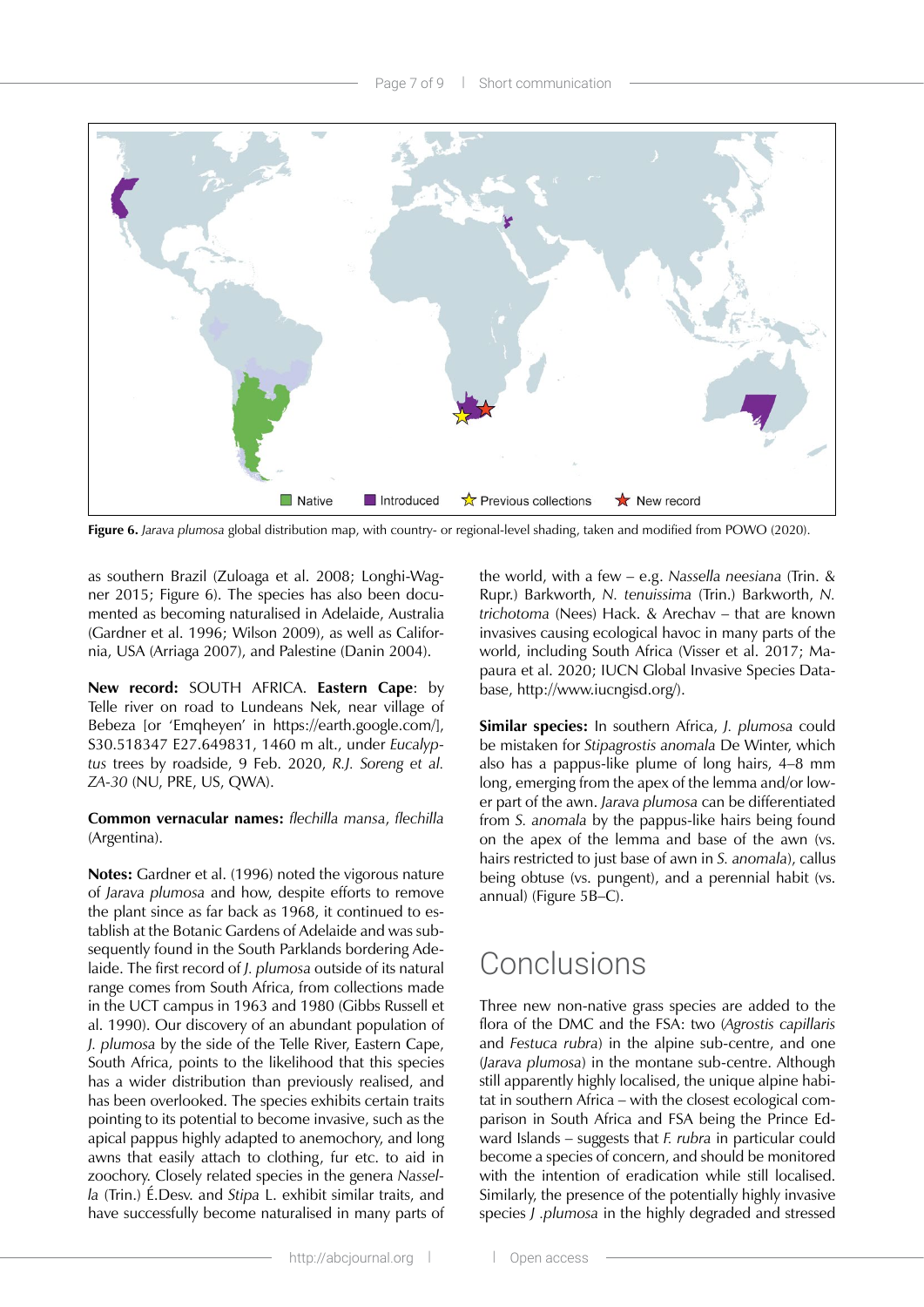Native | Introduced | Previous collections | New record

**Figure 6.** *Jarava plumosa* global distribution map, with country- or regional-level shading, taken and modified from POWO (2020).

as southern Brazil (Zuloaga et al. 2008; Longhi-Wagner 2015; Figure 6). The species has also been documented as becoming naturalised in Adelaide, Australia (Gardner et al. 1996; Wilson 2009), as well as California, USA (Arriaga 2007), and Palestine (Danin 2004).

**New record:** SOUTH AFRICA. **Eastern Cape**: by Telle river on road to Lundeans Nek, near village of Bebeza [or 'Emqheyen' in https://earth.google.com/], S30.518347 E27.649831, 1460 m alt., under *Eucalyptus* trees by roadside, 9 Feb. 2020, *R.J. Soreng et al. ZA-30* (NU, PRE, US, QWA).

**Common vernacular names:** *flechilla mansa*, *flechilla* (Argentina).

**Notes:** Gardner et al. (1996) noted the vigorous nature of *Jarava plumosa* and how, despite efforts to remove the plant since as far back as 1968, it continued to establish at the Botanic Gardens of Adelaide and was subsequently found in the South Parklands bordering Adelaide. The first record of *J. plumosa* outside of its natural range comes from South Africa, from collections made in the UCT campus in 1963 and 1980 (Gibbs Russell et al. 1990). Our discovery of an abundant population of *J. plumosa* by the side of the Telle River, Eastern Cape, South Africa, points to the likelihood that this species has a wider distribution than previously realised, and has been overlooked. The species exhibits certain traits pointing to its potential to become invasive, such as the apical pappus highly adapted to anemochory, and long awns that easily attach to clothing, fur etc. to aid in zoochory. Closely related species in the genera *Nassella* (Trin.) É.Desv. and *Stipa* L. exhibit similar traits, and have successfully become naturalised in many parts of the world, with a few – e.g. *Nassella neesiana* (Trin. & Rupr.) Barkworth, *N. tenuissima* (Trin.) Barkworth, *N. trichotoma* (Nees) Hack. & Arechav – that are known invasives causing ecological havoc in many parts of the world, including South Africa (Visser et al. 2017; Mapaura et al. 2020; IUCN Global Invasive Species Database, http://www.iucngisd.org/).

**Similar species:** In southern Africa, *J. plumosa* could be mistaken for *Stipagrostis anomala* De Winter, which also has a pappus-like plume of long hairs, 4–8 mm long, emerging from the apex of the lemma and/or lower part of the awn. *Jarava plumosa* can be differentiated from *S. anomala* by the pappus-like hairs being found on the apex of the lemma and base of the awn (vs. hairs restricted to just base of awn in *S. anomala*), callus being obtuse (vs. pungent), and a perennial habit (vs. annual) (Figure 5B–C).

# Conclusions

Three new non-native grass species are added to the flora of the DMC and the FSA: two (*Agrostis capillaris* and *Festuca rubra*) in the alpine sub-centre, and one (*Jarava plumosa*) in the montane sub-centre. Although still apparently highly localised, the unique alpine habitat in southern Africa – with the closest ecological comparison in South Africa and FSA being the Prince Edward Islands – suggests that *F. rubra* in particular could become a species of concern, and should be monitored with the intention of eradication while still localised. Similarly, the presence of the potentially highly invasive species *J .plumosa* in the highly degraded and stressed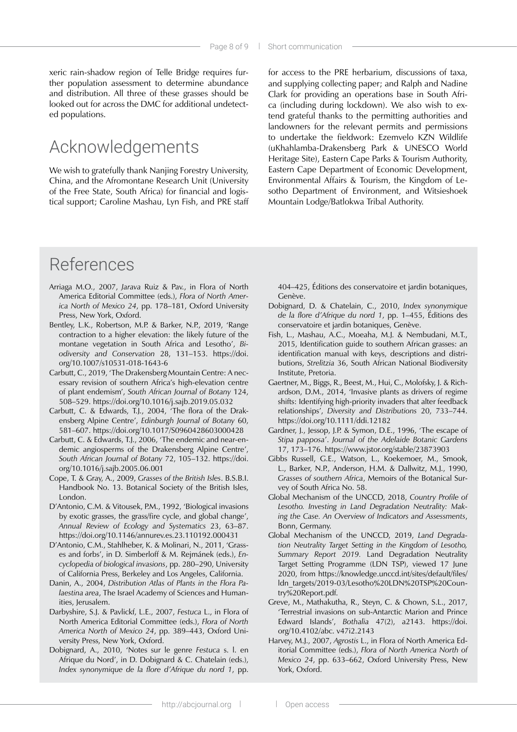xeric rain-shadow region of Telle Bridge requires further population assessment to determine abundance and distribution. All three of these grasses should be looked out for across the DMC for additional undetected populations.

## Acknowledgements

We wish to gratefully thank Nanjing Forestry University, China, and the Afromontane Research Unit (University of the Free State, South Africa) for financial and logistical support; Caroline Mashau, Lyn Fish, and PRE staff for access to the PRE herbarium, discussions of taxa, and supplying collecting paper; and Ralph and Nadine Clark for providing an operations base in South Africa (including during lockdown). We also wish to extend grateful thanks to the permitting authorities and landowners for the relevant permits and permissions to undertake the fieldwork: Ezemvelo KZN Wildlife (uKhahlamba-Drakensberg Park & UNESCO World Heritage Site), Eastern Cape Parks & Tourism Authority, Eastern Cape Department of Economic Development, Environmental Affairs & Tourism, the Kingdom of Lesotho Department of Environment, and Witsieshoek Mountain Lodge/Batlokwa Tribal Authority.

## References

Arriaga M.O., 2007, *Jarava* Ruiz & Pav., in Flora of North America Editorial Committee (eds.), *Flora of North America North of Mexico 24*, pp. 178–181, Oxford University Press, New York, Oxford.

Bentley, L.K., Robertson, M.P. & Barker, N.P., 2019, 'Range contraction to a higher elevation: the likely future of the montane vegetation in South Africa and Lesotho', *Biodiversity and Conservation* 28, 131–153. https://doi.org/10.1007/s10531-018-1643-6

Carbutt, C., 2019, 'The Drakensberg Mountain Centre: A necessary revision of southern Africa's high-elevation centre of plant endemism', *South African Journal of Botany* 124, 508–529. https://doi.org/10.1016/j.sajb.2019.05.032

Carbutt, C. & Edwards, T.J., 2004, 'The flora of the Drakensberg Alpine Centre', *Edinburgh Journal of Botany* 60, 581–607. https://doi.org/10.1017/S0960428603000428

Carbutt, C. & Edwards, T.J., 2006, 'The endemic and near-endemic angiosperms of the Drakensberg Alpine Centre', *South African Journal of Botany* 72, 105–132. https://doi.org/10.1016/j.sajb.2005.06.001

Cope, T. & Gray, A., 2009, *Grasses of the British Isles*. B.S.B.I. Handbook No. 13. Botanical Society of the British Isles, London.

D'Antonio, C.M. & Vitousek, P.M., 1992, 'Biological invasions by exotic grasses, the grass/fire cycle, and global change', *Annual Review of Ecology and Systematics* 23, 63–87. https://doi.org/10.1146/annurev.es.23.110192.000431

D'Antonio, C.M., Stahlheber, K. & Molinari, N., 2011, 'Grasses and forbs', in D. Simberloff & M. Rejmánek (eds.), *Encyclopedia of biological invasions*, pp. 280–290, University of California Press, Berkeley and Los Angeles, California.

Danin, A., 2004, *Distribution Atlas of Plants in the Flora Palaestina area*, The Israel Academy of Sciences and Humanities, Jerusalem.

Darbyshire, S.J. & Pavlickf, L.E., 2007, *Festuca* L., in Flora of North America Editorial Committee (eds.), *Flora of North America North of Mexico 24*, pp. 389–443, Oxford University Press, New York, Oxford.

Dobignard, A., 2010, 'Notes sur le genre *Festuca* s. l. en Afrique du Nord', in D. Dobignard & C. Chatelain (eds.), *Index synonymique de la flore d'Afrique du nord 1*, pp. 404–425, Éditions des conservatoire et jardin botaniques, Genève.

Dobignard, D. & Chatelain, C., 2010, *Index synonymique de la flore d'Afrique du nord 1*, pp. 1–455, Éditions des conservatoire et jardin botaniques, Genève.

Fish, L., Mashau, A.C., Moeaha, M.J. & Nembudani, M.T., 2015, Identification guide to southern African grasses: an identification manual with keys, descriptions and distributions, *Strelitzia* 36, South African National Biodiversity Institute, Pretoria.

Gaertner, M., Biggs, R., Beest, M., Hui, C., Molofsky, J. & Richardson, D.M., 2014, 'Invasive plants as drivers of regime shifts: Identifying high-priority invaders that alter feedback relationships', *Diversity and Distributions* 20, 733–744. https://doi.org/10.1111/ddi.12182

Gardner, J., Jessop, J.P. & Symon, D.E., 1996, 'The escape of *Stipa papposa*'. *Journal of the Adelaide Botanic Gardens* 17, 173–176. https://www.jstor.org/stable/23873903

Gibbs Russell, G.E., Watson, L., Koekemoer, M., Smook, L., Barker, N.P., Anderson, H.M. & Dallwitz, M.J., 1990, *Grasses of southern Africa*, Memoirs of the Botanical Survey of South Africa No. 58.

Global Mechanism of the UNCCD, 2018, *Country Profile of Lesotho. Investing in Land Degradation Neutrality: Making the Case. An Overview of Indicators and Assessments*, Bonn, Germany.

Global Mechanism of the UNCCD, 2019, *Land Degradation Neutrality Target Setting in the Kingdom of Lesotho, Summary Report 2019.* Land Degradation Neutrality Target Setting Programme (LDN TSP), viewed 17 June 2020, from https://knowledge.unccd.int/sites/default/files/ldn_targets/2019-03/Lesotho%20LDN%20TSP%20Country%20Report.pdf.

Greve, M., Mathakutha, R., Steyn, C. & Chown, S.L., 2017, 'Terrestrial invasions on sub-Antarctic Marion and Prince Edward Islands', *Bothalia* 47(2), a2143. https://doi.org/10.4102/abc. v47i2.2143

Harvey, M.J., 2007, *Agrostis* L., in Flora of North America Editorial Committee (eds.), *Flora of North America North of Mexico 24*, pp. 633–662, Oxford University Press, New York, Oxford.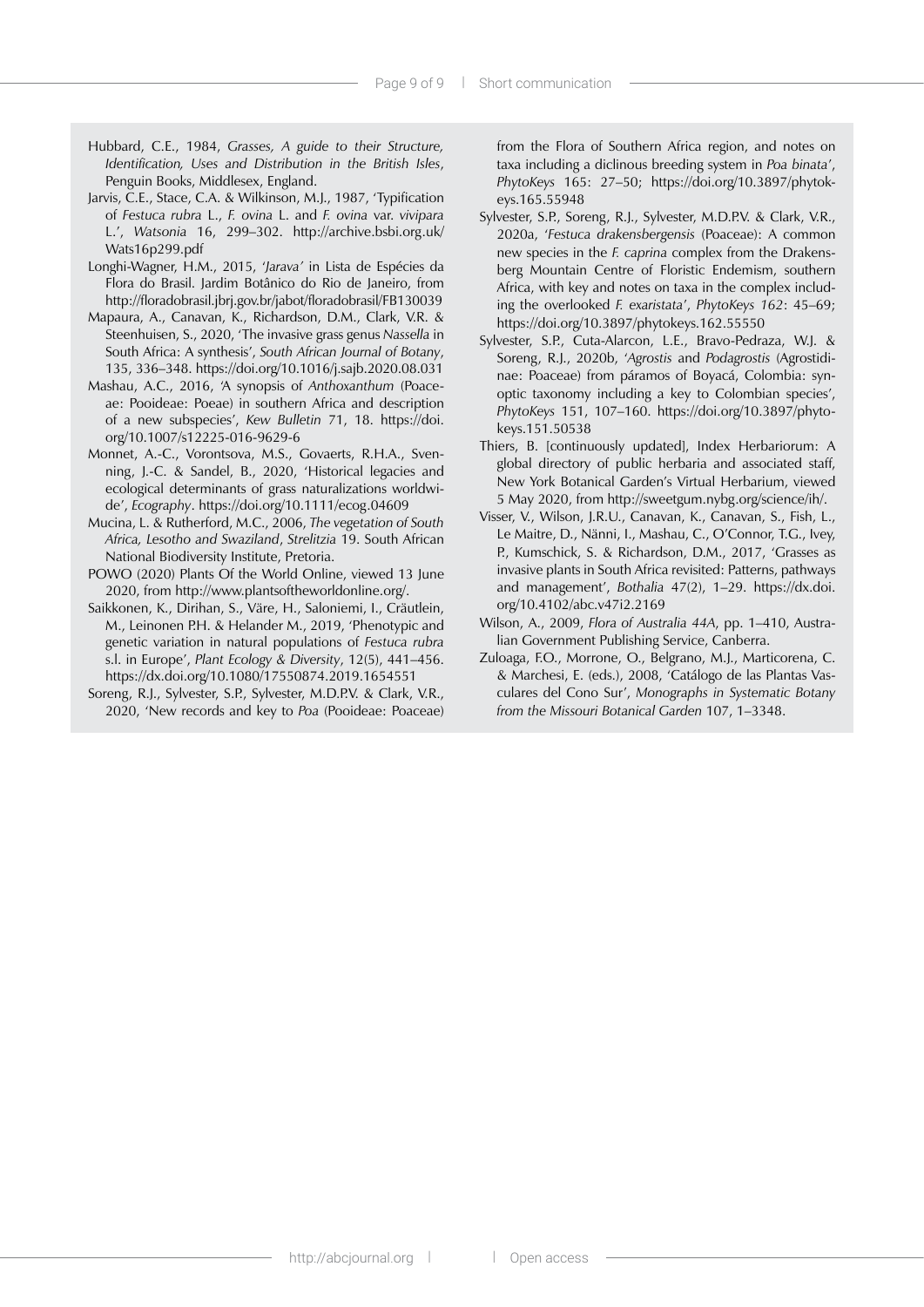Hubbard, C.E., 1984, *Grasses, A guide to their Structure, Identification, Uses and Distribution in the British Isles*, Penguin Books, Middlesex, England.

Jarvis, C.E., Stace, C.A. & Wilkinson, M.J., 1987, 'Typification of *Festuca rubra* L., *F. ovina* L. and *F. ovina* var. *vivipara* L.', *Watsonia* 16, 299–302. http://archive.bsbi.org.uk/Wats16p299.pdf

Longhi-Wagner, H.M., 2015, '*Jarava'* in Lista de Espécies da Flora do Brasil. Jardim Botânico do Rio de Janeiro, from http://floradobrasil.jbrj.gov.br/jabot/floradobrasil/FB130039

Mapaura, A., Canavan, K., Richardson, D.M., Clark, V.R. & Steenhuisen, S., 2020, 'The invasive grass genus *Nassella* in South Africa: A synthesis', *South African Journal of Botany*, 135, 336–348. https://doi.org/10.1016/j.sajb.2020.08.031

Mashau, A.C., 2016, 'A synopsis of *Anthoxanthum* (Poaceae: Pooideae: Poeae) in southern Africa and description of a new subspecies', *Kew Bulletin* 71, 18. https://doi.org/10.1007/s12225-016-9629-6

Monnet, A.-C., Vorontsova, M.S., Govaerts, R.H.A., Svenning, J.-C. & Sandel, B., 2020, 'Historical legacies and ecological determinants of grass naturalizations worldwide', *Ecography*. https://doi.org/10.1111/ecog.04609

Mucina, L. & Rutherford, M.C., 2006, *The vegetation of South Africa, Lesotho and Swaziland*, *Strelitzia* 19. South African National Biodiversity Institute, Pretoria.

POWO (2020) Plants Of the World Online, viewed 13 June 2020, from http://www.plantsoftheworldonline.org/.

Saikkonen, K., Dirihan, S., Väre, H., Saloniemi, I., Cräutlein, M., Leinonen P.H. & Helander M., 2019, 'Phenotypic and genetic variation in natural populations of *Festuca rubra* s.l. in Europe', *Plant Ecology & Diversity*, 12(5), 441–456. https://dx.doi.org/10.1080/17550874.2019.1654551

Soreng, R.J., Sylvester, S.P., Sylvester, M.D.P.V. & Clark, V.R., 2020, 'New records and key to *Poa* (Pooideae: Poaceae) from the Flora of Southern Africa region, and notes on taxa including a diclinous breeding system in *Poa binata*', *PhytoKeys* 165: 27–50; https://doi.org/10.3897/phytokeys.165.55948

Sylvester, S.P., Soreng, R.J., Sylvester, M.D.P.V. & Clark, V.R., 2020a, '*Festuca drakensbergensis* (Poaceae): A common new species in the *F. caprina* complex from the Drakensberg Mountain Centre of Floristic Endemism, southern Africa, with key and notes on taxa in the complex including the overlooked *F. exaristata*', *PhytoKeys 162*: 45–69; https://doi.org/10.3897/phytokeys.162.55550

Sylvester, S.P., Cuta-Alarcon, L.E., Bravo-Pedraza, W.J. & Soreng, R.J., 2020b, '*Agrostis* and *Podagrostis* (Agrostidinae: Poaceae) from páramos of Boyacá, Colombia: synoptic taxonomy including a key to Colombian species', *PhytoKeys* 151, 107–160. https://doi.org/10.3897/phytokeys.151.50538

Thiers, B. [continuously updated], Index Herbariorum: A global directory of public herbaria and associated staff, New York Botanical Garden's Virtual Herbarium, viewed 5 May 2020, from http://sweetgum.nybg.org/science/ih/.

Visser, V., Wilson, J.R.U., Canavan, K., Canavan, S., Fish, L., Le Maitre, D., Nänni, I., Mashau, C., O'Connor, T.G., Ivey, P., Kumschick, S. & Richardson, D.M., 2017, 'Grasses as invasive plants in South Africa revisited: Patterns, pathways and management', *Bothalia* 47(2), 1–29. https://dx.doi.org/10.4102/abc.v47i2.2169

Wilson, A., 2009, *Flora of Australia 44A*, pp. 1–410, Australian Government Publishing Service, Canberra.

Zuloaga, F.O., Morrone, O., Belgrano, M.J., Marticorena, C. & Marchesi, E. (eds.), 2008, 'Catálogo de las Plantas Vasculares del Cono Sur', *Monographs in Systematic Botany from the Missouri Botanical Garden* 107, 1–3348.